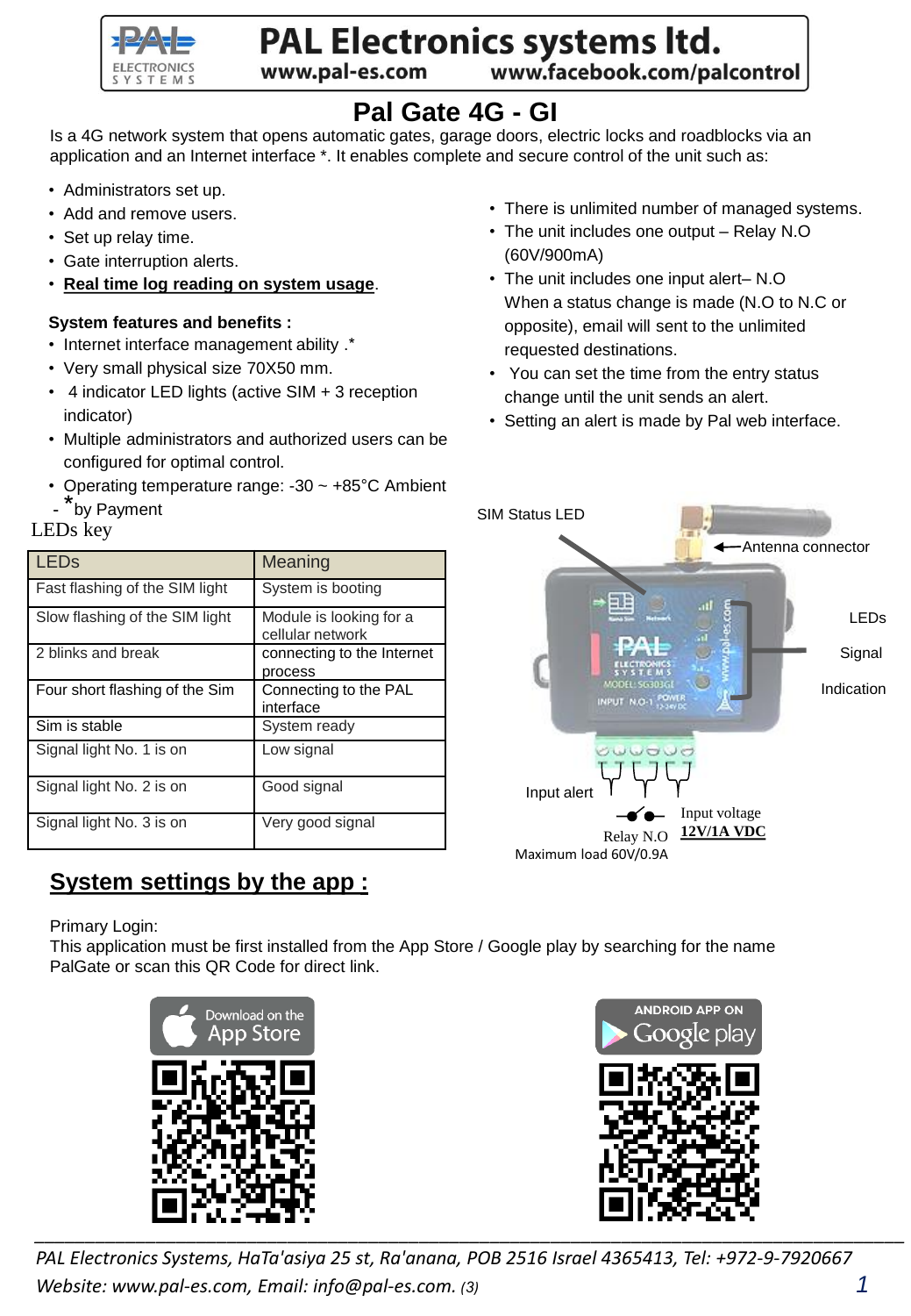PAL Electronics systems ltd.

www.pal-es.com www.facebook.com/palcontrol

# Pal Gate 4G - GI

Is a 4G network system that opens automatic gates, garage doors, electric locks and roadblocks via an application and an Internet interface *. It enables complete and secure control of the unit such as:

- Administrators set up.
- Add and remove users.
- Set up relay time.
- Gate interruption alerts.
- **Real time log reading on system usage**.

**System features and benefits :**

- Internet interface management ability .*
- Very small physical size 70X50 mm.
- 4 indicator LED lights (active SIM + 3 reception indicator)
- Multiple administrators and authorized users can be configured for optimal control.
- Operating temperature range: -30 ~ +85°C Ambient

- *by Payment

- There is unlimited number of managed systems.
- The unit includes one output – Relay N.O (60V/900mA)
- The unit includes one input alert– N.O When a status change is made (N.O to N.C or opposite), email will sent to the unlimited requested destinations.
- You can set the time from the entry status change until the unit sends an alert.
- Setting an alert is made by Pal web interface.

LEDs key

| LEDs | Meaning |
|---|---|
| Fast flashing of the SIM light | System is booting |
| Slow flashing of the SIM light | Module is looking for a cellular network |
| 2 blinks and break | connecting to the Internet process |
| Four short flashing of the Sim | Connecting to the PAL interface |
| Sim is stable | System ready |
| Signal light No. 1 is on | Low signal |
| Signal light No. 2 is on | Good signal |
| Signal light No. 3 is on | Very good signal |

SIM Status LED

Antenna connector

LEDs

Signal

Indication

Input alert

Relay N.O

Maximum load 60V/0.9A

Input voltage

**12V/1A VDC**

## System settings by the app :

Primary Login:

This application must be first installed from the App Store / Google play by searching for the name PalGate or scan this QR Code for direct link.

Download on the App Store

ANDROID APP ON Google play

*PAL Electronics Systems, HaTa'asiya 25 st, Ra'anana, POB 2516 Israel 4365413, Tel: +972-9-7920667*

*Website: www.pal-es.com, Email: info@pal-es.com.* (3)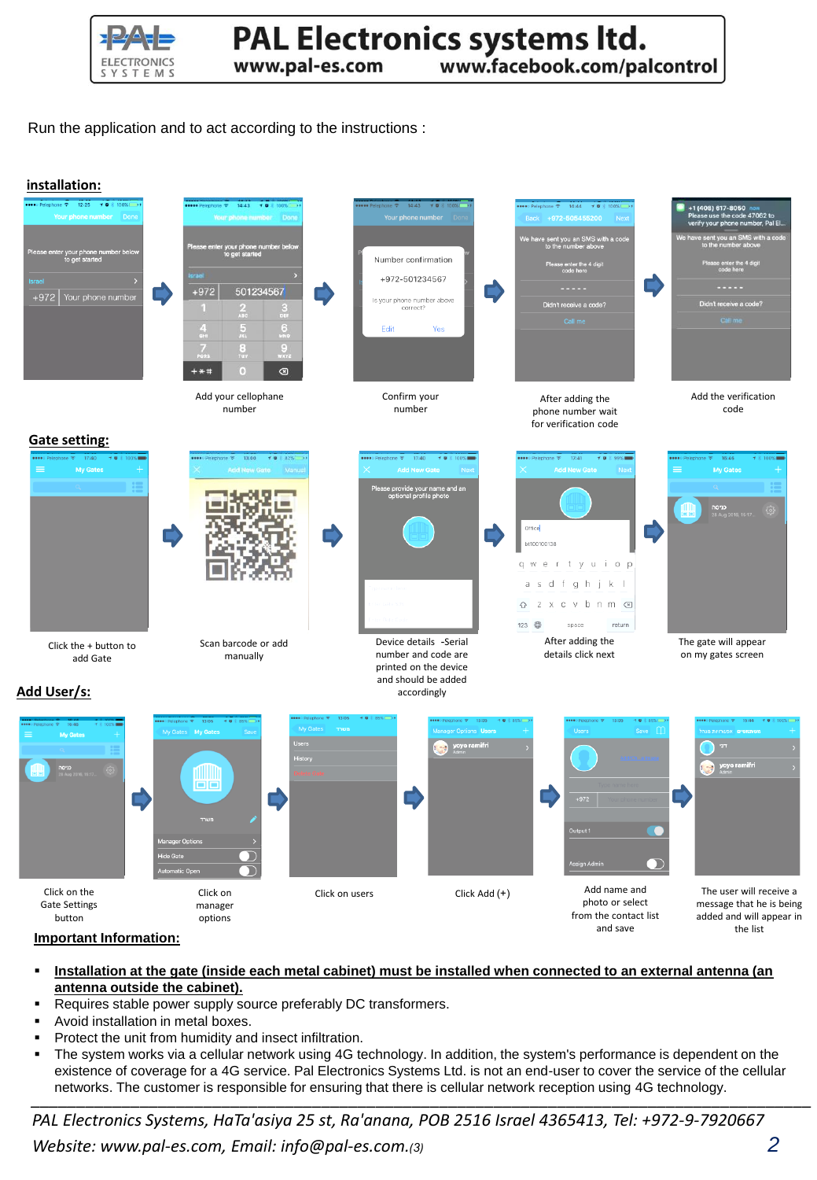# PAL Electronics systems ltd.

www.pal-es.com www.facebook.com/palcontrol

Run the application and to act according to the instructions :

## installation:

Add your cellophane number

Confirm your number

After adding the phone number wait for verification code

Add the verification code

## Gate setting:

Click the + button to add Gate

Scan barcode or add manually

Device details -Serial number and code are printed on the device and should be added accordingly

After adding the details click next

The gate will appear on my gates screen

## Add User/s:

Click on the Gate Settings button

Click on manager options

Click on users

Click Add (+)

Add name and photo or select from the contact list and save

The user will receive a message that he is being added and will appear in the list

## Important Information:

- **Installation at the gate (inside each metal cabinet) must be installed when connected to an external antenna (an antenna outside the cabinet).**
- Requires stable power supply source preferably DC transformers.
- Avoid installation in metal boxes.
- Protect the unit from humidity and insect infiltration.
- The system works via a cellular network using 4G technology. In addition, the system's performance is dependent on the existence of coverage for a 4G service. Pal Electronics Systems Ltd. is not an end-user to cover the service of the cellular networks. The customer is responsible for ensuring that there is cellular network reception using 4G technology.

*PAL Electronics Systems, HaTa'asiya 25 st, Ra'anana, POB 2516 Israel 4365413, Tel: +972-9-7920667*
*Website: www.pal-es.com, Email: info@pal-es.com.(3)*